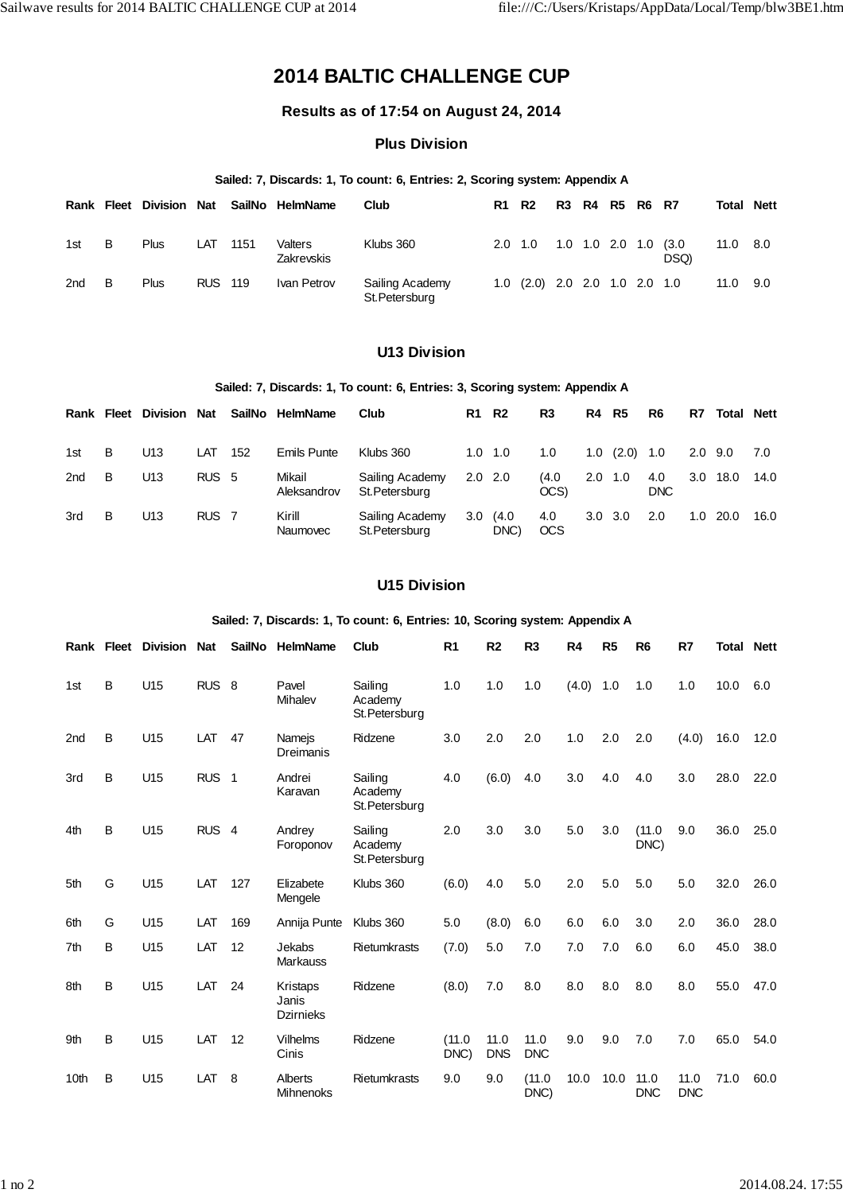# 2014 BALTIC CHALLENGE CUP

### Results as of 17:54 on August 24, 2014

### Plus Division

**Sailed: 7, Discards: 1, To count: 6, Entries: 2, Scoring system: Appendix A**

| Rank | Fleet | Division | Nat | SailNo | HelmName | Club | R1 | R2 | R3 | R4 | R5 | R6 | R7 | Total | Nett |
|---|---|---|---|---|---|---|---|---|---|---|---|---|---|---|---|
| 1st | B | Plus | LAT | 1151 | Valters Zakrevskis | Klubs 360 | 2.0 | 1.0 | 1.0 | 1.0 | 2.0 | 1.0 | (3.0 DSQ) | 11.0 | 8.0 |
| 2nd | B | Plus | RUS | 119 | Ivan Petrov | Sailing Academy St.Petersburg | 1.0 | (2.0) | 2.0 | 2.0 | 1.0 | 2.0 | 1.0 | 11.0 | 9.0 |

### U13 Division

**Sailed: 7, Discards: 1, To count: 6, Entries: 3, Scoring system: Appendix A**

| Rank | Fleet | Division | Nat | SailNo | HelmName | Club | R1 | R2 | R3 | R4 | R5 | R6 | R7 | Total | Nett |
|---|---|---|---|---|---|---|---|---|---|---|---|---|---|---|---|
| 1st | B | U13 | LAT | 152 | Emils Punte | Klubs 360 | 1.0 | 1.0 | 1.0 | 1.0 | (2.0) | 1.0 | 2.0 | 9.0 | 7.0 |
| 2nd | B | U13 | RUS | 5 | Mikail Aleksandrov | Sailing Academy St.Petersburg | 2.0 | 2.0 | (4.0 OCS) | 2.0 | 1.0 | 4.0 DNC | 3.0 | 18.0 | 14.0 |
| 3rd | B | U13 | RUS | 7 | Kirill Naumovec | Sailing Academy St.Petersburg | 3.0 | (4.0 DNC) | 4.0 OCS | 3.0 | 3.0 | 2.0 | 1.0 | 20.0 | 16.0 |

### U15 Division

**Sailed: 7, Discards: 1, To count: 6, Entries: 10, Scoring system: Appendix A**

| Rank | Fleet | Division | Nat | SailNo | HelmName | Club | R1 | R2 | R3 | R4 | R5 | R6 | R7 | Total | Nett |
|---|---|---|---|---|---|---|---|---|---|---|---|---|---|---|---|
| 1st | B | U15 | RUS | 8 | Pavel Mihalev | Sailing Academy St.Petersburg | 1.0 | 1.0 | 1.0 | (4.0) | 1.0 | 1.0 | 1.0 | 10.0 | 6.0 |
| 2nd | B | U15 | LAT | 47 | Namejs Dreimanis | Ridzene | 3.0 | 2.0 | 2.0 | 1.0 | 2.0 | 2.0 | (4.0) | 16.0 | 12.0 |
| 3rd | B | U15 | RUS | 1 | Andrei Karavan | Sailing Academy St.Petersburg | 4.0 | (6.0) | 4.0 | 3.0 | 4.0 | 4.0 | 3.0 | 28.0 | 22.0 |
| 4th | B | U15 | RUS | 4 | Andrey Foroponov | Sailing Academy St.Petersburg | 2.0 | 3.0 | 3.0 | 5.0 | 3.0 | (11.0 DNC) | 9.0 | 36.0 | 25.0 |
| 5th | G | U15 | LAT | 127 | Elizabete Mengele | Klubs 360 | (6.0) | 4.0 | 5.0 | 2.0 | 5.0 | 5.0 | 5.0 | 32.0 | 26.0 |
| 6th | G | U15 | LAT | 169 | Annija Punte | Klubs 360 | 5.0 | (8.0) | 6.0 | 6.0 | 6.0 | 3.0 | 2.0 | 36.0 | 28.0 |
| 7th | B | U15 | LAT | 12 | Jekabs Markauss | Rietumkrasts | (7.0) | 5.0 | 7.0 | 7.0 | 7.0 | 6.0 | 6.0 | 45.0 | 38.0 |
| 8th | B | U15 | LAT | 24 | Kristaps Janis Dzirnieks | Ridzene | (8.0) | 7.0 | 8.0 | 8.0 | 8.0 | 8.0 | 8.0 | 55.0 | 47.0 |
| 9th | B | U15 | LAT | 12 | Vilhelms Cinis | Ridzene | (11.0 DNC) | 11.0 DNS | 11.0 DNC | 9.0 | 9.0 | 7.0 | 7.0 | 65.0 | 54.0 |
| 10th | B | U15 | LAT | 8 | Alberts Mihnenoks | Rietumkrasts | 9.0 | 9.0 | (11.0 DNC) | 10.0 | 10.0 | 11.0 DNC | 11.0 DNC | 71.0 | 60.0 |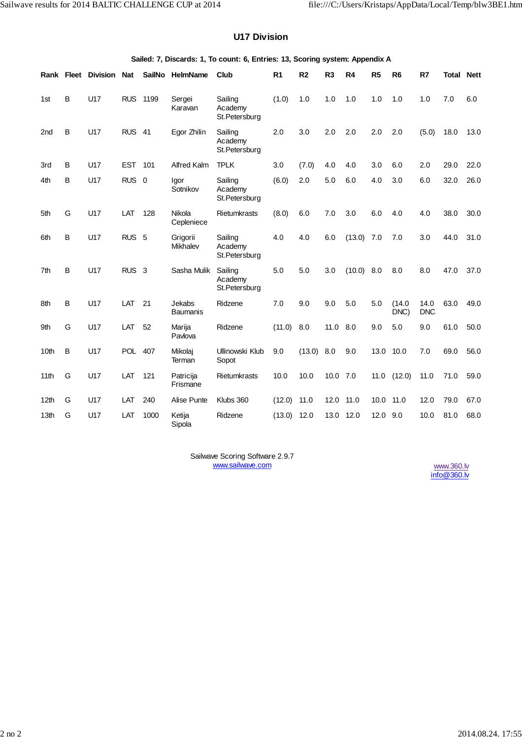## U17 Division

**Sailed: 7, Discards: 1, To count: 6, Entries: 13, Scoring system: Appendix A**

| Rank | Fleet | Division | Nat | SailNo | HelmName | Club | R1 | R2 | R3 | R4 | R5 | R6 | R7 | Total | Nett |
|---|---|---|---|---|---|---|---|---|---|---|---|---|---|---|---|
| 1st | B | U17 | RUS | 1199 | Sergei Karavan | Sailing Academy St.Petersburg | (1.0) | 1.0 | 1.0 | 1.0 | 1.0 | 1.0 | 1.0 | 7.0 | 6.0 |
| 2nd | B | U17 | RUS | 41 | Egor Zhilin | Sailing Academy St.Petersburg | 2.0 | 3.0 | 2.0 | 2.0 | 2.0 | 2.0 | (5.0) | 18.0 | 13.0 |
| 3rd | B | U17 | EST | 101 | Alfred Kalm | TPLK | 3.0 | (7.0) | 4.0 | 4.0 | 3.0 | 6.0 | 2.0 | 29.0 | 22.0 |
| 4th | B | U17 | RUS | 0 | Igor Sotnikov | Sailing Academy St.Petersburg | (6.0) | 2.0 | 5.0 | 6.0 | 4.0 | 3.0 | 6.0 | 32.0 | 26.0 |
| 5th | G | U17 | LAT | 128 | Nikola Cepleniece | Rietumkrasts | (8.0) | 6.0 | 7.0 | 3.0 | 6.0 | 4.0 | 4.0 | 38.0 | 30.0 |
| 6th | B | U17 | RUS | 5 | Grigorii Mikhalev | Sailing Academy St.Petersburg | 4.0 | 4.0 | 6.0 | (13.0) | 7.0 | 7.0 | 3.0 | 44.0 | 31.0 |
| 7th | B | U17 | RUS | 3 | Sasha Mulik | Sailing Academy St.Petersburg | 5.0 | 5.0 | 3.0 | (10.0) | 8.0 | 8.0 | 8.0 | 47.0 | 37.0 |
| 8th | B | U17 | LAT | 21 | Jekabs Baumanis | Ridzene | 7.0 | 9.0 | 9.0 | 5.0 | 5.0 | (14.0 DNC) | 14.0 DNC | 63.0 | 49.0 |
| 9th | G | U17 | LAT | 52 | Marija Pavlova | Ridzene | (11.0) | 8.0 | 11.0 | 8.0 | 9.0 | 5.0 | 9.0 | 61.0 | 50.0 |
| 10th | B | U17 | POL | 407 | Mikolaj Terman | Ullinowski Klub Sopot | 9.0 | (13.0) | 8.0 | 9.0 | 13.0 | 10.0 | 7.0 | 69.0 | 56.0 |
| 11th | G | U17 | LAT | 121 | Patricija Frismane | Rietumkrasts | 10.0 | 10.0 | 10.0 | 7.0 | 11.0 | (12.0) | 11.0 | 71.0 | 59.0 |
| 12th | G | U17 | LAT | 240 | Alise Punte | Klubs 360 | (12.0) | 11.0 | 12.0 | 11.0 | 10.0 | 11.0 | 12.0 | 79.0 | 67.0 |
| 13th | G | U17 | LAT | 1000 | Ketija Sipola | Ridzene | (13.0) | 12.0 | 13.0 | 12.0 | 12.0 | 9.0 | 10.0 | 81.0 | 68.0 |

Sailwave Scoring Software 2.9.7
www.sailwave.com

www.360.lv
info@360.lv